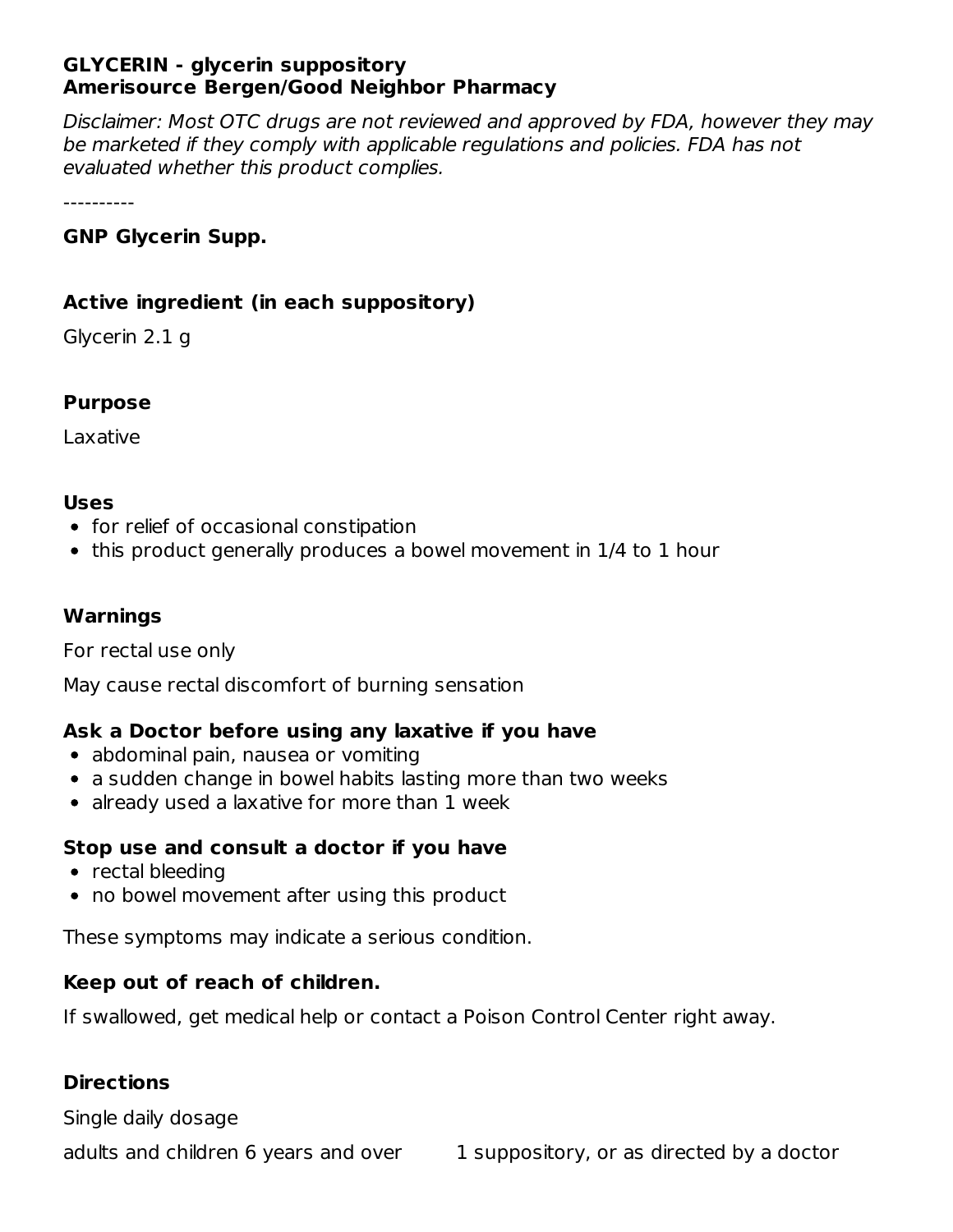**GLYCERIN - glycerin suppository**
**Amerisource Bergen/Good Neighbor Pharmacy**

*Disclaimer: Most OTC drugs are not reviewed and approved by FDA, however they may be marketed if they comply with applicable regulations and policies. FDA has not evaluated whether this product complies.*

----------

### GNP Glycerin Supp.

### Active ingredient (in each suppository)

Glycerin 2.1 g

### Purpose

Laxative

### Uses

- for relief of occasional constipation
- this product generally produces a bowel movement in 1/4 to 1 hour

### Warnings

For rectal use only

May cause rectal discomfort of burning sensation

#### Ask a Doctor before using any laxative if you have

- abdominal pain, nausea or vomiting
- a sudden change in bowel habits lasting more than two weeks
- already used a laxative for more than 1 week

#### Stop use and consult a doctor if you have

- rectal bleeding
- no bowel movement after using this product

These symptoms may indicate a serious condition.

#### Keep out of reach of children.

If swallowed, get medical help or contact a Poison Control Center right away.

### Directions

Single daily dosage

| adults and children 6 years and over | 1 suppository, or as directed by a doctor |
| --- | --- |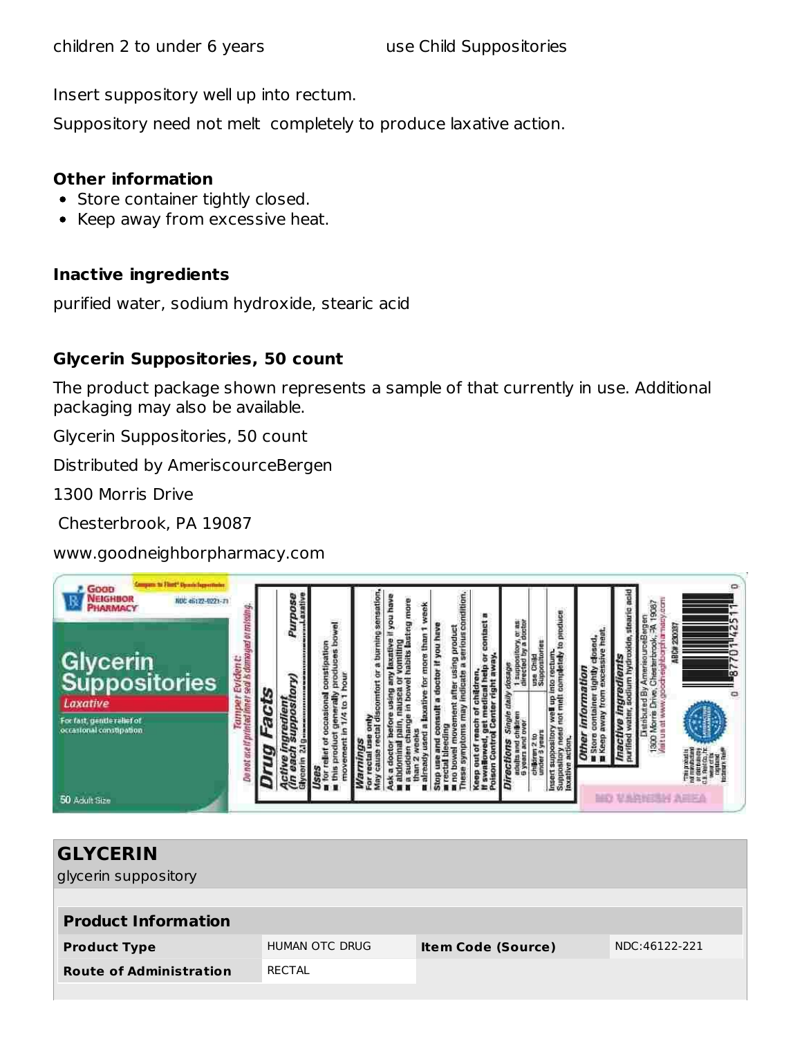| children 2 to under 6 years | use Child Suppositories |
|---|---|

Insert suppository well up into rectum.

Suppository need not melt completely to produce laxative action.

**Other information**

- Store container tightly closed.
- Keep away from excessive heat.

**Inactive ingredients**

purified water, sodium hydroxide, stearic acid

**Glycerin Suppositories, 50 count**

The product package shown represents a sample of that currently in use. Additional packaging may also be available.

Glycerin Suppositories, 50 count

Distributed by AmeriscourceBergen

1300 Morris Drive

Chesterbrook, PA 19087

www.goodneighborpharmacy.com

| **GLYCERIN**<br>glycerin suppository | | | |
|---|---|---|---|
| **Product Information** | | | |
| **Product Type** | HUMAN OTC DRUG | **Item Code (Source)** | NDC:46122-221 |
| **Route of Administration** | RECTAL | | |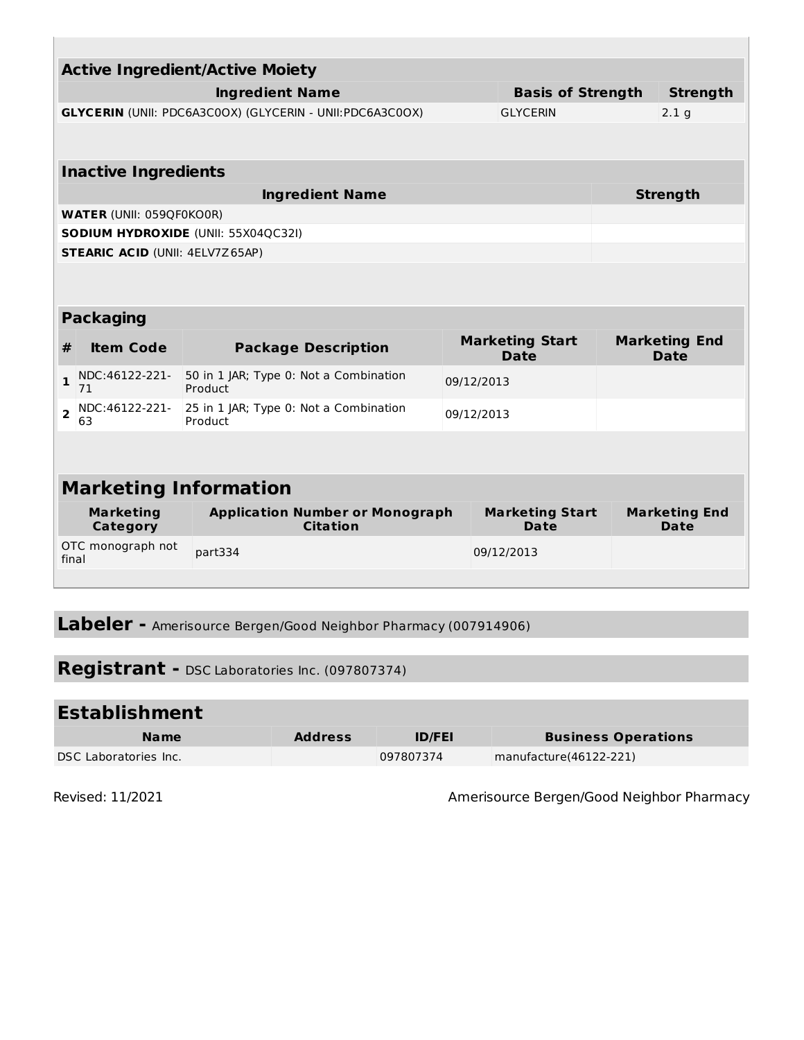| Active Ingredient/Active Moiety | | |
|---|---|---|
| **Ingredient Name** | **Basis of Strength** | **Strength** |
| **GLYCERIN** (UNII: PDC6A3C0OX) (GLYCERIN - UNII:PDC6A3C0OX) | GLYCERIN | 2.1 g |

| Inactive Ingredients | |
|---|---|
| **Ingredient Name** | **Strength** |
| **WATER** (UNII: 059QF0KO0R) | |
| **SODIUM HYDROXIDE** (UNII: 55X04QC32I) | |
| **STEARIC ACID** (UNII: 4ELV7Z65AP) | |

| Packaging | | | | |
|---|---|---|---|---|
| **#** | **Item Code** | **Package Description** | **Marketing Start Date** | **Marketing End Date** |
| 1 | NDC:46122-221-71 | 50 in 1 JAR; Type 0: Not a Combination Product | 09/12/2013 | |
| 2 | NDC:46122-221-63 | 25 in 1 JAR; Type 0: Not a Combination Product | 09/12/2013 | |

| Marketing Information | | | |
|---|---|---|---|
| **Marketing Category** | **Application Number or Monograph Citation** | **Marketing Start Date** | **Marketing End Date** |
| OTC monograph not final | part334 | 09/12/2013 | |

## Labeler - Amerisource Bergen/Good Neighbor Pharmacy (007914906)

## Registrant - DSC Laboratories Inc. (097807374)

| Establishment | | | |
|---|---|---|---|
| **Name** | **Address** | **ID/FEI** | **Business Operations** |
| DSC Laboratories Inc. | | 097807374 | manufacture(46122-221) |

Revised: 11/2021

Amerisource Bergen/Good Neighbor Pharmacy